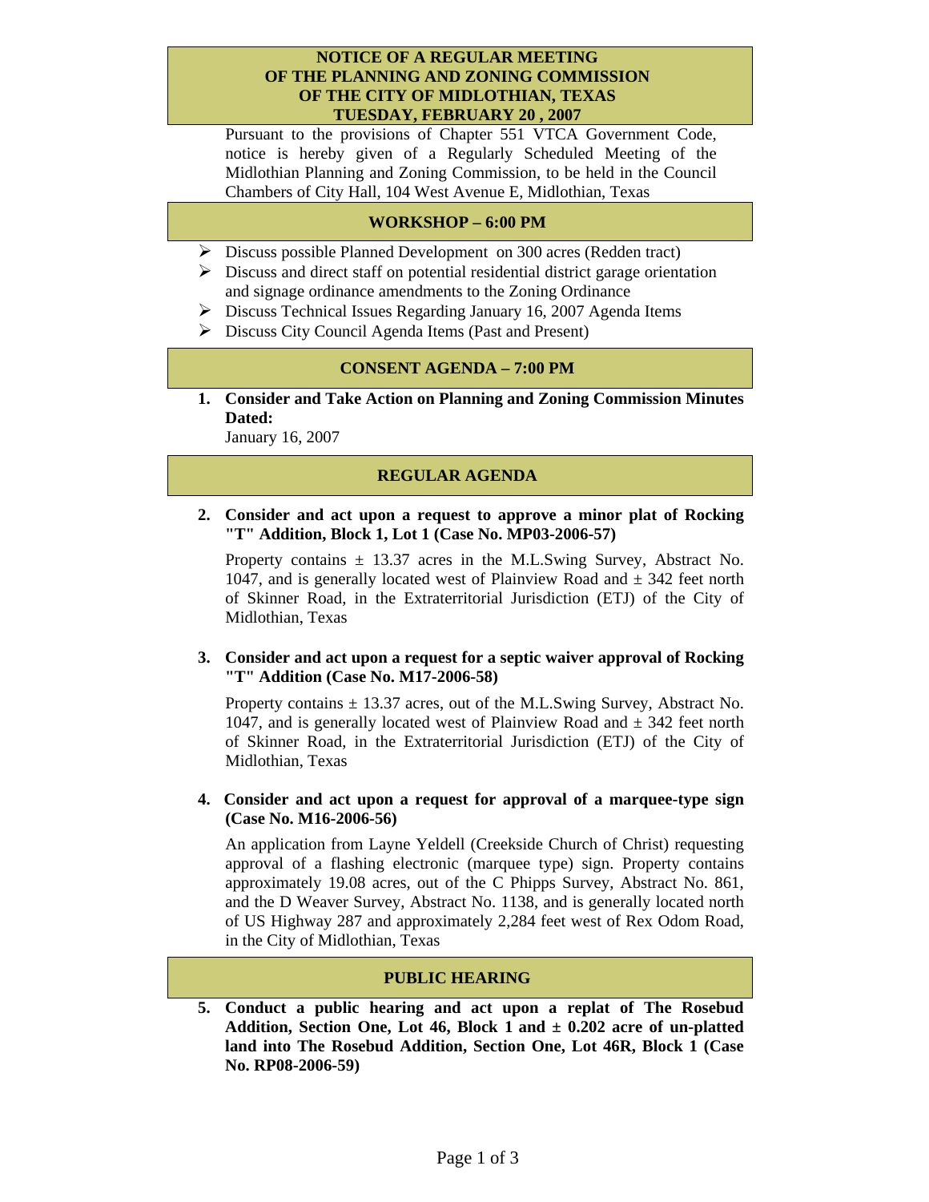# NOTICE OF A REGULAR MEETING OF THE PLANNING AND ZONING COMMISSION OF THE CITY OF MIDLOTHIAN, TEXAS TUESDAY, FEBRUARY 20 , 2007

Pursuant to the provisions of Chapter 551 VTCA Government Code, notice is hereby given of a Regularly Scheduled Meeting of the Midlothian Planning and Zoning Commission, to be held in the Council Chambers of City Hall, 104 West Avenue E, Midlothian, Texas

## WORKSHOP – 6:00 PM

- Discuss possible Planned Development on 300 acres (Redden tract)
- Discuss and direct staff on potential residential district garage orientation and signage ordinance amendments to the Zoning Ordinance
- Discuss Technical Issues Regarding January 16, 2007 Agenda Items
- Discuss City Council Agenda Items (Past and Present)

## CONSENT AGENDA – 7:00 PM

**1. Consider and Take Action on Planning and Zoning Commission Minutes Dated:**

January 16, 2007

## REGULAR AGENDA

**2. Consider and act upon a request to approve a minor plat of Rocking "T" Addition, Block 1, Lot 1 (Case No. MP03-2006-57)**

Property contains ± 13.37 acres in the M.L.Swing Survey, Abstract No. 1047, and is generally located west of Plainview Road and ± 342 feet north of Skinner Road, in the Extraterritorial Jurisdiction (ETJ) of the City of Midlothian, Texas

**3. Consider and act upon a request for a septic waiver approval of Rocking "T" Addition (Case No. M17-2006-58)**

Property contains ± 13.37 acres, out of the M.L.Swing Survey, Abstract No. 1047, and is generally located west of Plainview Road and ± 342 feet north of Skinner Road, in the Extraterritorial Jurisdiction (ETJ) of the City of Midlothian, Texas

**4. Consider and act upon a request for approval of a marquee-type sign (Case No. M16-2006-56)**

An application from Layne Yeldell (Creekside Church of Christ) requesting approval of a flashing electronic (marquee type) sign. Property contains approximately 19.08 acres, out of the C Phipps Survey, Abstract No. 861, and the D Weaver Survey, Abstract No. 1138, and is generally located north of US Highway 287 and approximately 2,284 feet west of Rex Odom Road, in the City of Midlothian, Texas

## PUBLIC HEARING

**5. Conduct a public hearing and act upon a replat of The Rosebud Addition, Section One, Lot 46, Block 1 and ± 0.202 acre of un-platted land into The Rosebud Addition, Section One, Lot 46R, Block 1 (Case No. RP08-2006-59)**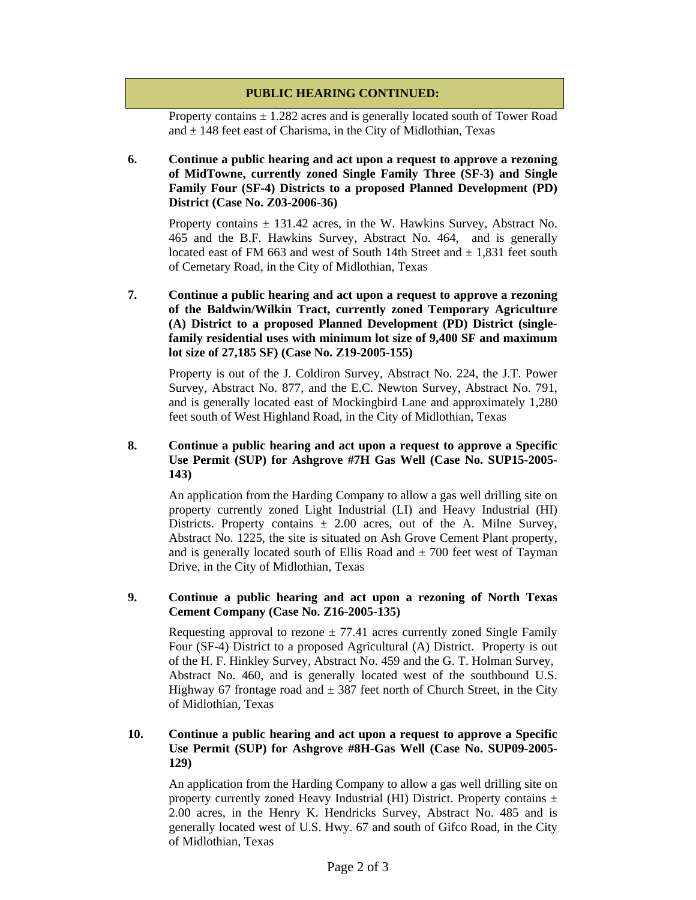**PUBLIC HEARING CONTINUED:**

Property contains ± 1.282 acres and is generally located south of Tower Road and ± 148 feet east of Charisma, in the City of Midlothian, Texas

**6. Continue a public hearing and act upon a request to approve a rezoning of MidTowne, currently zoned Single Family Three (SF-3) and Single Family Four (SF-4) Districts to a proposed Planned Development (PD) District (Case No. Z03-2006-36)**

Property contains ± 131.42 acres, in the W. Hawkins Survey, Abstract No. 465 and the B.F. Hawkins Survey, Abstract No. 464, and is generally located east of FM 663 and west of South 14th Street and ± 1,831 feet south of Cemetary Road, in the City of Midlothian, Texas

**7. Continue a public hearing and act upon a request to approve a rezoning of the Baldwin/Wilkin Tract, currently zoned Temporary Agriculture (A) District to a proposed Planned Development (PD) District (single-family residential uses with minimum lot size of 9,400 SF and maximum lot size of 27,185 SF) (Case No. Z19-2005-155)**

Property is out of the J. Coldiron Survey, Abstract No. 224, the J.T. Power Survey, Abstract No. 877, and the E.C. Newton Survey, Abstract No. 791, and is generally located east of Mockingbird Lane and approximately 1,280 feet south of West Highland Road, in the City of Midlothian, Texas

**8. Continue a public hearing and act upon a request to approve a Specific Use Permit (SUP) for Ashgrove #7H Gas Well (Case No. SUP15-2005-143)**

An application from the Harding Company to allow a gas well drilling site on property currently zoned Light Industrial (LI) and Heavy Industrial (HI) Districts. Property contains ± 2.00 acres, out of the A. Milne Survey, Abstract No. 1225, the site is situated on Ash Grove Cement Plant property, and is generally located south of Ellis Road and ± 700 feet west of Tayman Drive, in the City of Midlothian, Texas

**9. Continue a public hearing and act upon a rezoning of North Texas Cement Company (Case No. Z16-2005-135)**

Requesting approval to rezone ± 77.41 acres currently zoned Single Family Four (SF-4) District to a proposed Agricultural (A) District. Property is out of the H. F. Hinkley Survey, Abstract No. 459 and the G. T. Holman Survey, Abstract No. 460, and is generally located west of the southbound U.S. Highway 67 frontage road and ± 387 feet north of Church Street, in the City of Midlothian, Texas

**10. Continue a public hearing and act upon a request to approve a Specific Use Permit (SUP) for Ashgrove #8H-Gas Well (Case No. SUP09-2005-129)**

An application from the Harding Company to allow a gas well drilling site on property currently zoned Heavy Industrial (HI) District. Property contains ± 2.00 acres, in the Henry K. Hendricks Survey, Abstract No. 485 and is generally located west of U.S. Hwy. 67 and south of Gifco Road, in the City of Midlothian, Texas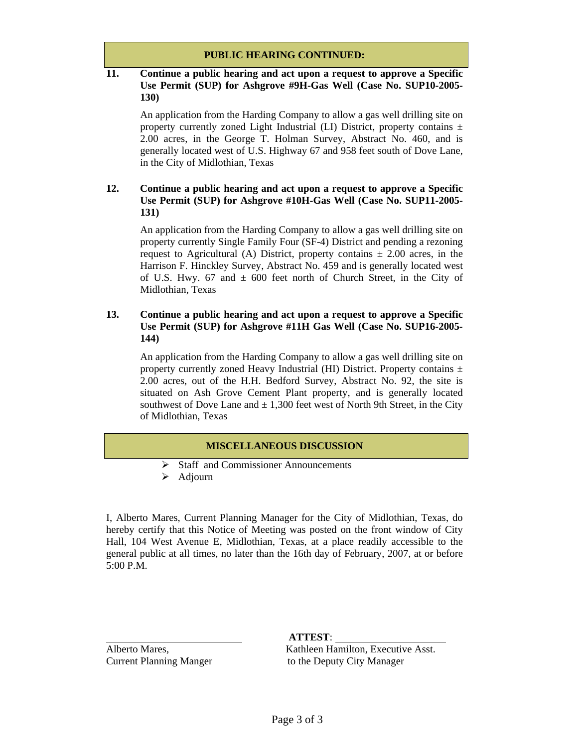## PUBLIC HEARING CONTINUED:

**11. Continue a public hearing and act upon a request to approve a Specific Use Permit (SUP) for Ashgrove #9H-Gas Well (Case No. SUP10-2005-130)**

An application from the Harding Company to allow a gas well drilling site on property currently zoned Light Industrial (LI) District, property contains ± 2.00 acres, in the George T. Holman Survey, Abstract No. 460, and is generally located west of U.S. Highway 67 and 958 feet south of Dove Lane, in the City of Midlothian, Texas

**12. Continue a public hearing and act upon a request to approve a Specific Use Permit (SUP) for Ashgrove #10H-Gas Well (Case No. SUP11-2005-131)**

An application from the Harding Company to allow a gas well drilling site on property currently Single Family Four (SF-4) District and pending a rezoning request to Agricultural (A) District, property contains ± 2.00 acres, in the Harrison F. Hinckley Survey, Abstract No. 459 and is generally located west of U.S. Hwy. 67 and ± 600 feet north of Church Street, in the City of Midlothian, Texas

**13. Continue a public hearing and act upon a request to approve a Specific Use Permit (SUP) for Ashgrove #11H Gas Well (Case No. SUP16-2005-144)**

An application from the Harding Company to allow a gas well drilling site on property currently zoned Heavy Industrial (HI) District. Property contains ± 2.00 acres, out of the H.H. Bedford Survey, Abstract No. 92, the site is situated on Ash Grove Cement Plant property, and is generally located southwest of Dove Lane and ± 1,300 feet west of North 9th Street, in the City of Midlothian, Texas

## MISCELLANEOUS DISCUSSION

- Staff and Commissioner Announcements
- Adjourn

I, Alberto Mares, Current Planning Manager for the City of Midlothian, Texas, do hereby certify that this Notice of Meeting was posted on the front window of City Hall, 104 West Avenue E, Midlothian, Texas, at a place readily accessible to the general public at all times, no later than the 16th day of February, 2007, at or before 5:00 P.M.

\_\_\_\_\_\_\_\_\_\_\_\_\_\_\_\_\_\_\_\_\_\_\_\_\_\_
Alberto Mares,
Current Planning Manger

**ATTEST**: \_\_\_\_\_\_\_\_\_\_\_\_\_\_\_\_\_\_\_\_\_\_
Kathleen Hamilton, Executive Asst.
to the Deputy City Manager